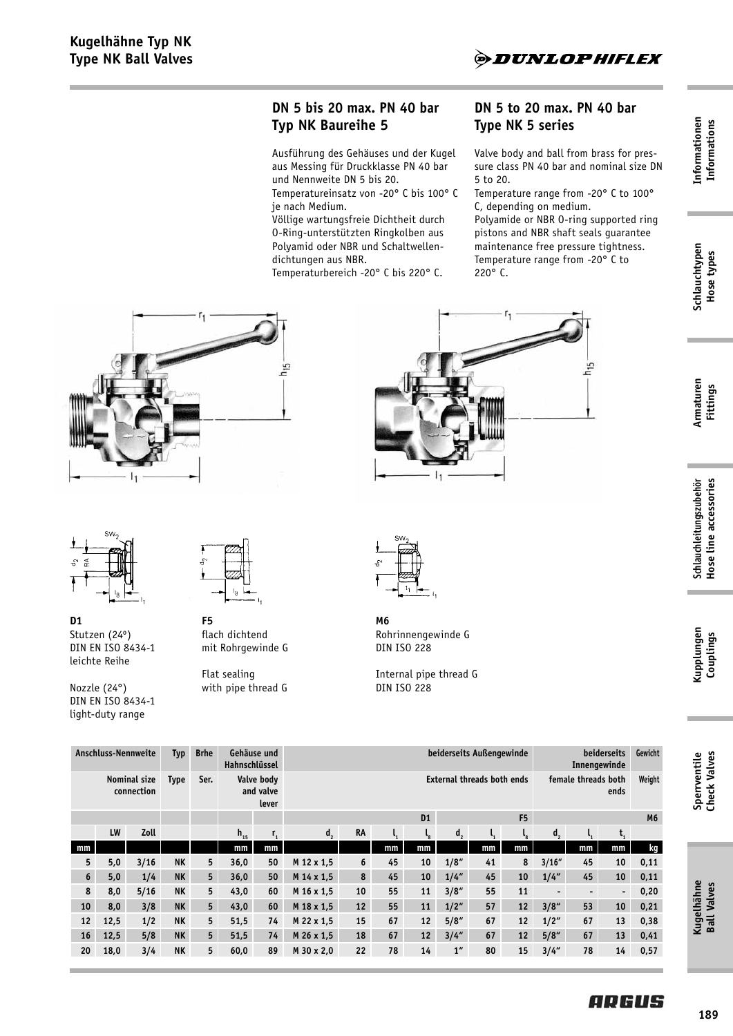# Kugelhähne Typ NK
# Type NK Ball Valves

## DN 5 bis 20 max. PN 40 bar Typ NK Baureihe 5

Ausführung des Gehäuses und der Kugel aus Messing für Druckklasse PN 40 bar und Nennweite DN 5 bis 20.
Temperatureinsatz von -20° C bis 100° C je nach Medium.
Völlige wartungsfreie Dichtheit durch O-Ring-unterstützten Ringkolben aus Polyamid oder NBR und Schaltwellendichtungen aus NBR.
Temperaturbereich -20° C bis 220° C.

## DN 5 to 20 max. PN 40 bar Type NK 5 series

Valve body and ball from brass for pressure class PN 40 bar and nominal size DN 5 to 20.
Temperature range from -20° C to 100° C, depending on medium.
Polyamide or NBR O-ring supported ring pistons and NBR shaft seals guarantee maintenance free pressure tightness.
Temperature range from -20° C to 220° C.

**D1**
Stutzen (24°)
DIN EN ISO 8434-1
leichte Reihe

Nozzle (24°)
DIN EN ISO 8434-1
light-duty range

**F5**
flach dichtend
mit Rohrgewinde G

Flat sealing
with pipe thread G

**M6**
Rohrinnengewinde G
DIN ISO 228

Internal pipe thread G
DIN ISO 228

| Anschluss-Nennweite Nominal size connection | | | Typ Type | Brhe Ser. | Gehäuse und Hahnschlüssel Valve body and valve lever | | beiderseits Außengewinde External threads both ends | | | | | | | beiderseits Innengewinde female threads both ends | | | Gewicht Weight |
|---|---|---|---|---|---|---|---|---|---|---|---|---|---|---|---|---|---|
| | | | | | | | | | | D1 | | | F5 | | | | M6 |
| | LW | Zoll | | | $h_{15}$ | $r_1$ | $d_2$ | RA | $l_1$ | $l_8$ | $d_2$ | $l_1$ | $l_8$ | $d_2$ | $l_1$ | $t_1$ | |
| mm | | | | | mm | mm | | | mm | mm | | mm | mm | | mm | mm | kg |
| 5 | 5,0 | 3/16 | NK | 5 | 36,0 | 50 | M 12 x 1,5 | 6 | 45 | 10 | 1/8″ | 41 | 8 | 3/16″ | 45 | 10 | 0,11 |
| 6 | 5,0 | 1/4 | NK | 5 | 36,0 | 50 | M 14 x 1,5 | 8 | 45 | 10 | 1/4″ | 45 | 10 | 1/4″ | 45 | 10 | 0,11 |
| 8 | 8,0 | 5/16 | NK | 5 | 43,0 | 60 | M 16 x 1,5 | 10 | 55 | 11 | 3/8″ | 55 | 11 | - | - | - | 0,20 |
| 10 | 8,0 | 3/8 | NK | 5 | 43,0 | 60 | M 18 x 1,5 | 12 | 55 | 11 | 1/2″ | 57 | 12 | 3/8″ | 53 | 10 | 0,21 |
| 12 | 12,5 | 1/2 | NK | 5 | 51,5 | 74 | M 22 x 1,5 | 15 | 67 | 12 | 5/8″ | 67 | 12 | 1/2″ | 67 | 13 | 0,38 |
| 16 | 12,5 | 5/8 | NK | 5 | 51,5 | 74 | M 26 x 1,5 | 18 | 67 | 12 | 3/4″ | 67 | 12 | 5/8″ | 67 | 13 | 0,41 |
| 20 | 18,0 | 3/4 | NK | 5 | 60,0 | 89 | M 30 x 2,0 | 22 | 78 | 14 | 1″ | 80 | 15 | 3/4″ | 78 | 14 | 0,57 |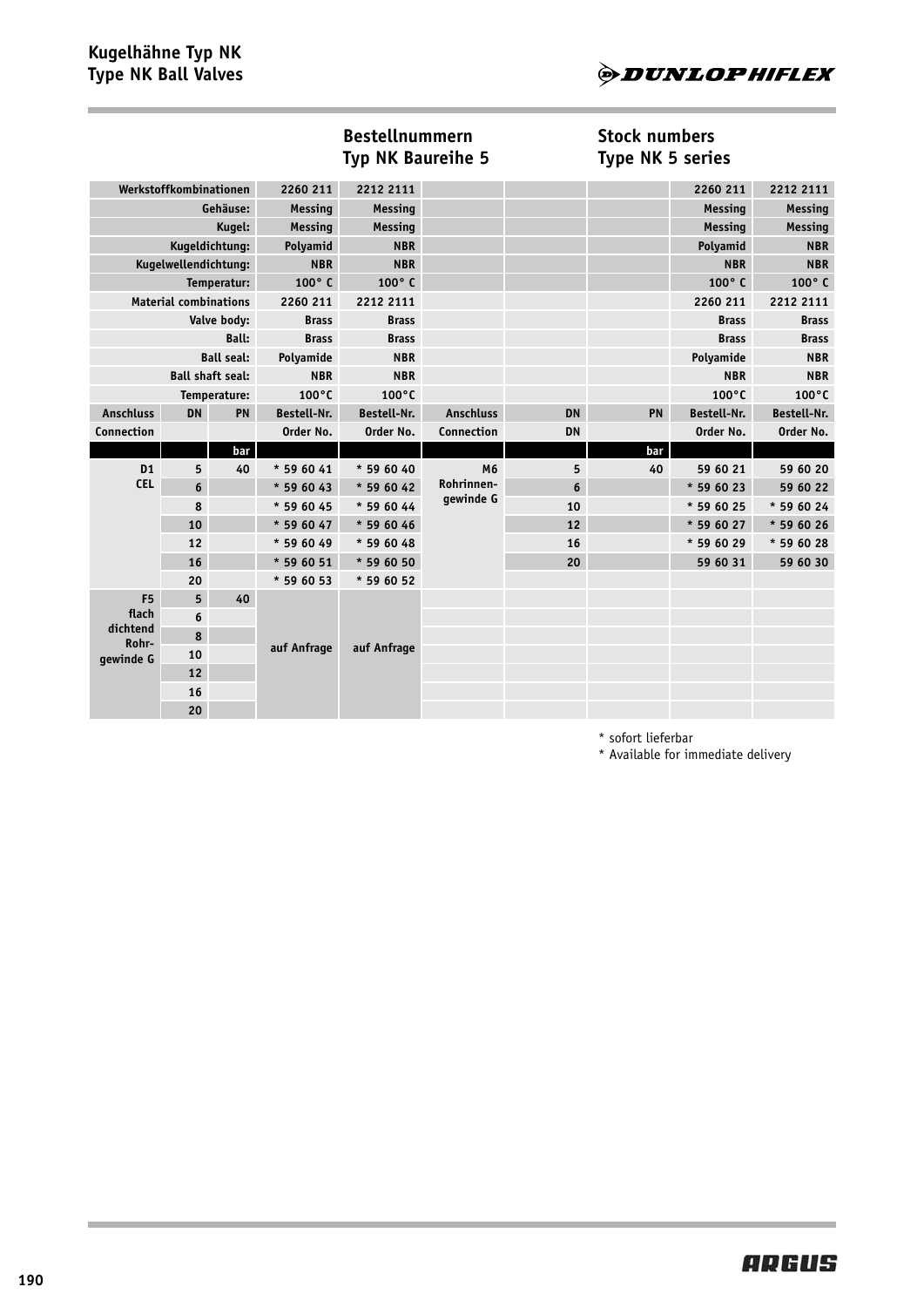## Kugelhähne Typ NK
## Type NK Ball Valves

### Bestellnummern Typ NK Baureihe 5

### Stock numbers Type NK 5 series

| | | | | | | | | | |
|---|---|---|---|---|---|---|---|---|---|
| Werkstoffkombinationen | | | 2260 211 | 2212 2111 | | | | 2260 211 | 2212 2111 |
| Gehäuse: | | | Messing | Messing | | | | Messing | Messing |
| Kugel: | | | Messing | Messing | | | | Messing | Messing |
| Kugeldichtung: | | | Polyamid | NBR | | | | Polyamid | NBR |
| Kugelwellendichtung: | | | NBR | NBR | | | | NBR | NBR |
| Temperatur: | | | 100° C | 100° C | | | | 100° C | 100° C |
| Material combinations | | | 2260 211 | 2212 2111 | | | | 2260 211 | 2212 2111 |
| Valve body: | | | Brass | Brass | | | | Brass | Brass |
| Ball: | | | Brass | Brass | | | | Brass | Brass |
| Ball seal: | | | Polyamide | NBR | | | | Polyamide | NBR |
| Ball shaft seal: | | | NBR | NBR | | | | NBR | NBR |
| Temperature: | | | 100°C | 100°C | | | | 100°C | 100°C |
| Anschluss | DN | PN | Bestell-Nr. | Bestell-Nr. | Anschluss | DN | PN | Bestell-Nr. | Bestell-Nr. |
| Connection | | | Order No. | Order No. | Connection | DN | | Order No. | Order No. |
| | | bar | | | | | bar | | |
| D1 CEL | 5 | 40 | * 59 60 41 | * 59 60 40 | M6 Rohrinnen-gewinde G | 5 | 40 | 59 60 21 | 59 60 20 |
| | 6 | | * 59 60 43 | * 59 60 42 | | 6 | | * 59 60 23 | 59 60 22 |
| | 8 | | * 59 60 45 | * 59 60 44 | | 10 | | * 59 60 25 | * 59 60 24 |
| | 10 | | * 59 60 47 | * 59 60 46 | | 12 | | * 59 60 27 | * 59 60 26 |
| | 12 | | * 59 60 49 | * 59 60 48 | | 16 | | * 59 60 29 | * 59 60 28 |
| | 16 | | * 59 60 51 | * 59 60 50 | | 20 | | 59 60 31 | 59 60 30 |
| | 20 | | * 59 60 53 | * 59 60 52 | | | | | |
| F5 flach dichtend Rohr-gewinde G | 5 | 40 | auf Anfrage | auf Anfrage | | | | | |
| | 6 | | | | | | | | |
| | 8 | | | | | | | | |
| | 10 | | | | | | | | |
| | 12 | | | | | | | | |
| | 16 | | | | | | | | |
| | 20 | | | | | | | | |

* sofort lieferbar
* Available for immediate delivery